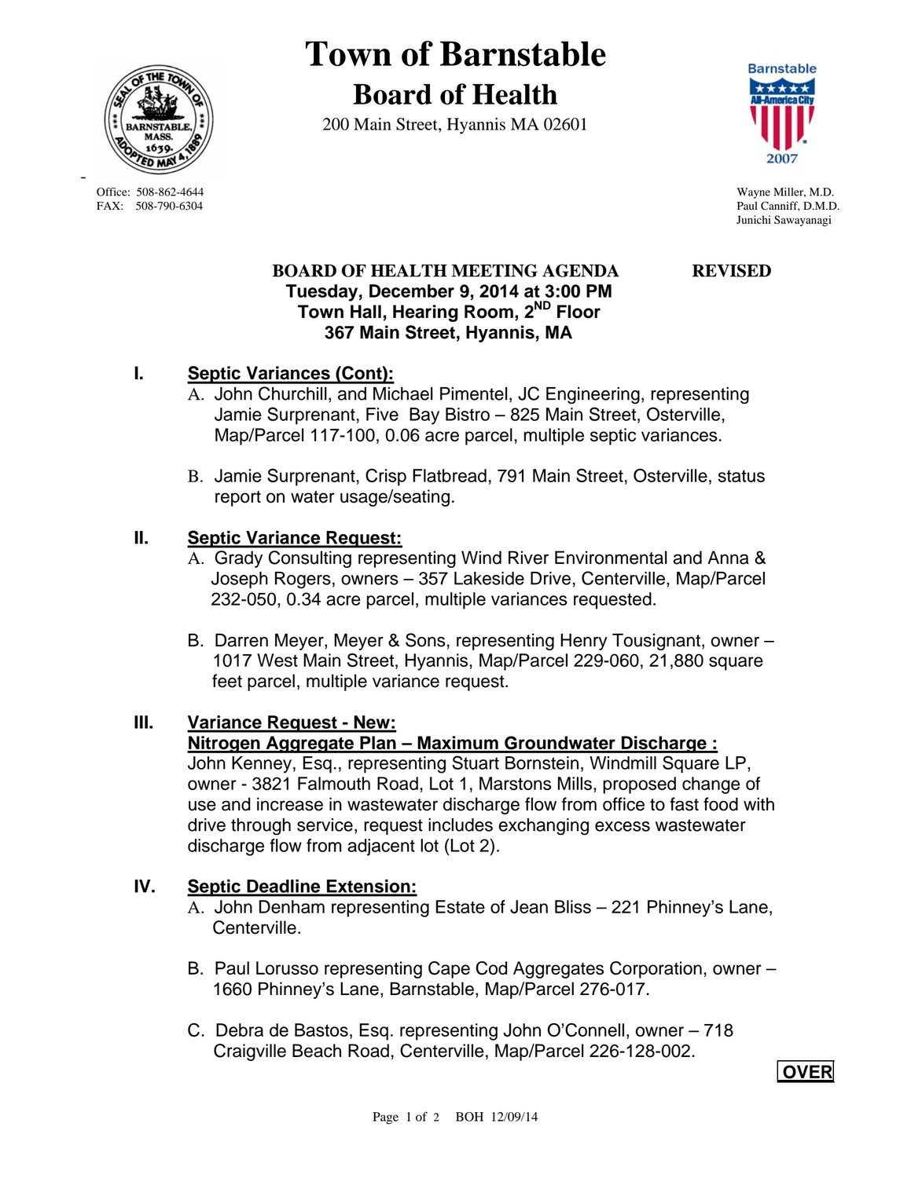# Town of Barnstable

## Board of Health

200 Main Street, Hyannis MA 02601

Office: 508-862-4644
FAX: 508-790-6304

Wayne Miller, M.D.
Paul Canniff, D.M.D.
Junichi Sawayanagi

**BOARD OF HEALTH MEETING AGENDA** **REVISED**
**Tuesday, December 9, 2014 at 3:00 PM**
**Town Hall, Hearing Room, 2ND Floor**
**367 Main Street, Hyannis, MA**

**I. Septic Variances (Cont):**

A. John Churchill, and Michael Pimentel, JC Engineering, representing Jamie Surprenant, Five Bay Bistro – 825 Main Street, Osterville, Map/Parcel 117-100, 0.06 acre parcel, multiple septic variances.

B. Jamie Surprenant, Crisp Flatbread, 791 Main Street, Osterville, status report on water usage/seating.

**II. Septic Variance Request:**

A. Grady Consulting representing Wind River Environmental and Anna & Joseph Rogers, owners – 357 Lakeside Drive, Centerville, Map/Parcel 232-050, 0.34 acre parcel, multiple variances requested.

B. Darren Meyer, Meyer & Sons, representing Henry Tousignant, owner – 1017 West Main Street, Hyannis, Map/Parcel 229-060, 21,880 square feet parcel, multiple variance request.

**III. Variance Request - New:**
**Nitrogen Aggregate Plan – Maximum Groundwater Discharge :**
John Kenney, Esq., representing Stuart Bornstein, Windmill Square LP, owner - 3821 Falmouth Road, Lot 1, Marstons Mills, proposed change of use and increase in wastewater discharge flow from office to fast food with drive through service, request includes exchanging excess wastewater discharge flow from adjacent lot (Lot 2).

**IV. Septic Deadline Extension:**

A. John Denham representing Estate of Jean Bliss – 221 Phinney's Lane, Centerville.

B. Paul Lorusso representing Cape Cod Aggregates Corporation, owner – 1660 Phinney's Lane, Barnstable, Map/Parcel 276-017.

C. Debra de Bastos, Esq. representing John O'Connell, owner – 718 Craigville Beach Road, Centerville, Map/Parcel 226-128-002.

**OVER**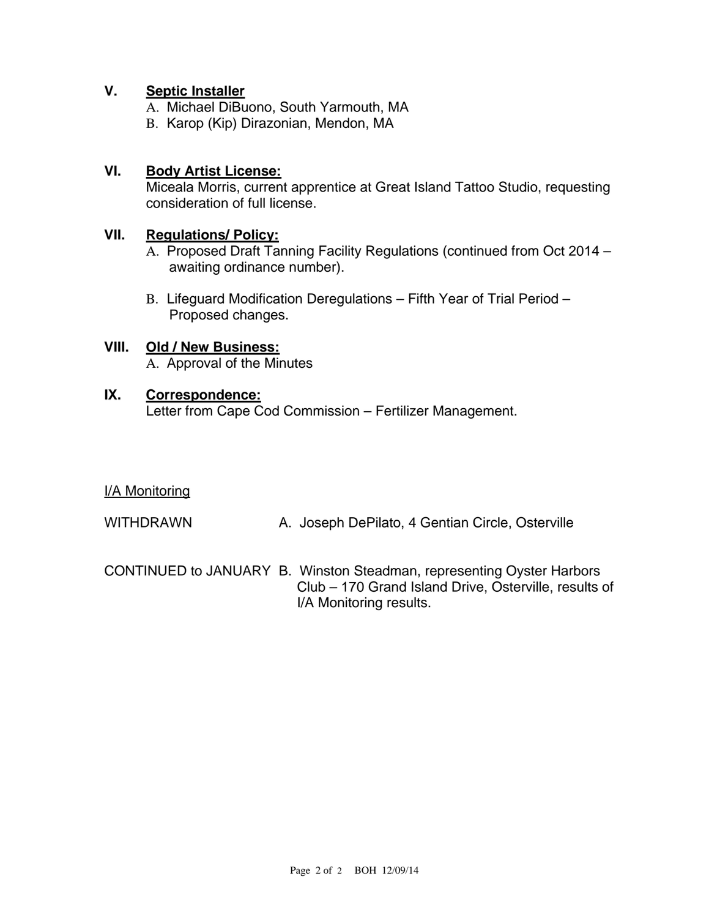**V. Septic Installer**

A. Michael DiBuono, South Yarmouth, MA

B. Karop (Kip) Dirazonian, Mendon, MA

**VI. Body Artist License:**

Miceala Morris, current apprentice at Great Island Tattoo Studio, requesting consideration of full license.

**VII. Regulations/ Policy:**

A. Proposed Draft Tanning Facility Regulations (continued from Oct 2014 – awaiting ordinance number).

B. Lifeguard Modification Deregulations – Fifth Year of Trial Period – Proposed changes.

**VIII. Old / New Business:**

A. Approval of the Minutes

**IX. Correspondence:**

Letter from Cape Cod Commission – Fertilizer Management.

I/A Monitoring

WITHDRAWN A. Joseph DePilato, 4 Gentian Circle, Osterville

CONTINUED to JANUARY B. Winston Steadman, representing Oyster Harbors Club – 170 Grand Island Drive, Osterville, results of I/A Monitoring results.